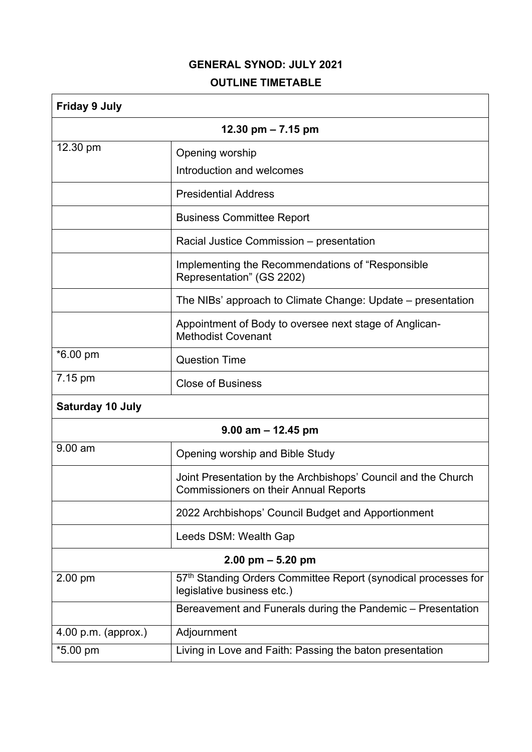# GENERAL SYNOD: JULY 2021

## OUTLINE TIMETABLE

| Friday 9 July | |
|---|---|
| **12.30 pm – 7.15 pm** | |
| 12.30 pm | Opening worship<br>Introduction and welcomes |
| | Presidential Address |
| | Business Committee Report |
| | Racial Justice Commission – presentation |
| | Implementing the Recommendations of "Responsible Representation" (GS 2202) |
| | The NIBs' approach to Climate Change: Update – presentation |
| | Appointment of Body to oversee next stage of Anglican-Methodist Covenant |
| *6.00 pm | Question Time |
| 7.15 pm | Close of Business |
| **Saturday 10 July** | |
| **9.00 am – 12.45 pm** | |
| 9.00 am | Opening worship and Bible Study |
| | Joint Presentation by the Archbishops' Council and the Church Commissioners on their Annual Reports |
| | 2022 Archbishops' Council Budget and Apportionment |
| | Leeds DSM: Wealth Gap |
| **2.00 pm – 5.20 pm** | |
| 2.00 pm | 57th Standing Orders Committee Report (synodical processes for legislative business etc.) |
| | Bereavement and Funerals during the Pandemic – Presentation |
| 4.00 p.m. (approx.) | Adjournment |
| *5.00 pm | Living in Love and Faith: Passing the baton presentation |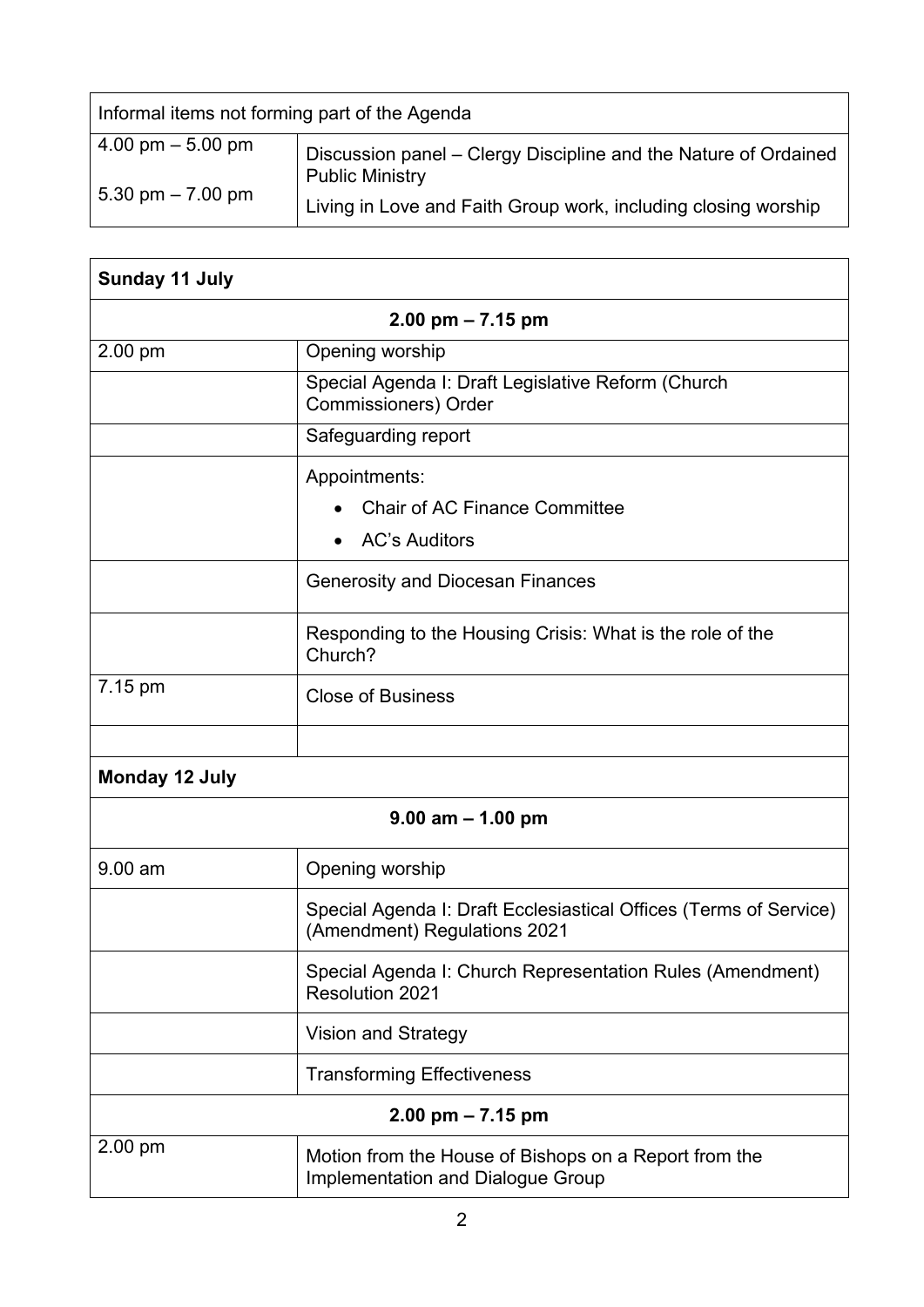| Informal items not forming part of the Agenda | |
|---|---|
| 4.00 pm – 5.00 pm | Discussion panel – Clergy Discipline and the Nature of Ordained Public Ministry |
| 5.30 pm – 7.00 pm | Living in Love and Faith Group work, including closing worship |

| **Sunday 11 July** | |
|---|---|
| **2.00 pm – 7.15 pm** | |
| 2.00 pm | Opening worship |
| | Special Agenda I: Draft Legislative Reform (Church Commissioners) Order |
| | Safeguarding report |
| | Appointments: <br>• Chair of AC Finance Committee <br>• AC's Auditors |
| | Generosity and Diocesan Finances |
| | Responding to the Housing Crisis: What is the role of the Church? |
| 7.15 pm | Close of Business |
| | |
| **Monday 12 July** | |
| **9.00 am – 1.00 pm** | |
| 9.00 am | Opening worship |
| | Special Agenda I: Draft Ecclesiastical Offices (Terms of Service) (Amendment) Regulations 2021 |
| | Special Agenda I: Church Representation Rules (Amendment) Resolution 2021 |
| | Vision and Strategy |
| | Transforming Effectiveness |
| **2.00 pm – 7.15 pm** | |
| 2.00 pm | Motion from the House of Bishops on a Report from the Implementation and Dialogue Group |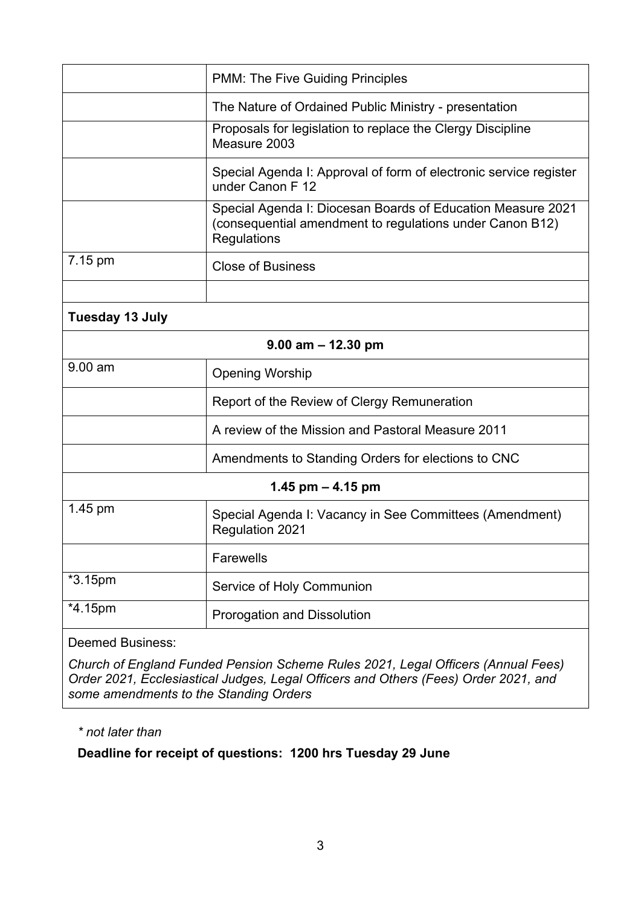| | |
|---|---|
| | PMM: The Five Guiding Principles |
| | The Nature of Ordained Public Ministry - presentation |
| | Proposals for legislation to replace the Clergy Discipline Measure 2003 |
| | Special Agenda I: Approval of form of electronic service register under Canon F 12 |
| | Special Agenda I: Diocesan Boards of Education Measure 2021 (consequential amendment to regulations under Canon B12) Regulations |
| 7.15 pm | Close of Business |
| | |
| **Tuesday 13 July** | |
| **9.00 am – 12.30 pm** | |
| 9.00 am | Opening Worship |
| | Report of the Review of Clergy Remuneration |
| | A review of the Mission and Pastoral Measure 2011 |
| | Amendments to Standing Orders for elections to CNC |
| **1.45 pm – 4.15 pm** | |
| 1.45 pm | Special Agenda I: Vacancy in See Committees (Amendment) Regulation 2021 |
| | Farewells |
| *3.15pm | Service of Holy Communion |
| *4.15pm | Prorogation and Dissolution |
| Deemed Business: *Church of England Funded Pension Scheme Rules 2021, Legal Officers (Annual Fees) Order 2021, Ecclesiastical Judges, Legal Officers and Others (Fees) Order 2021, and some amendments to the Standing Orders* | |

*\* not later than*

**Deadline for receipt of questions: 1200 hrs Tuesday 29 June**